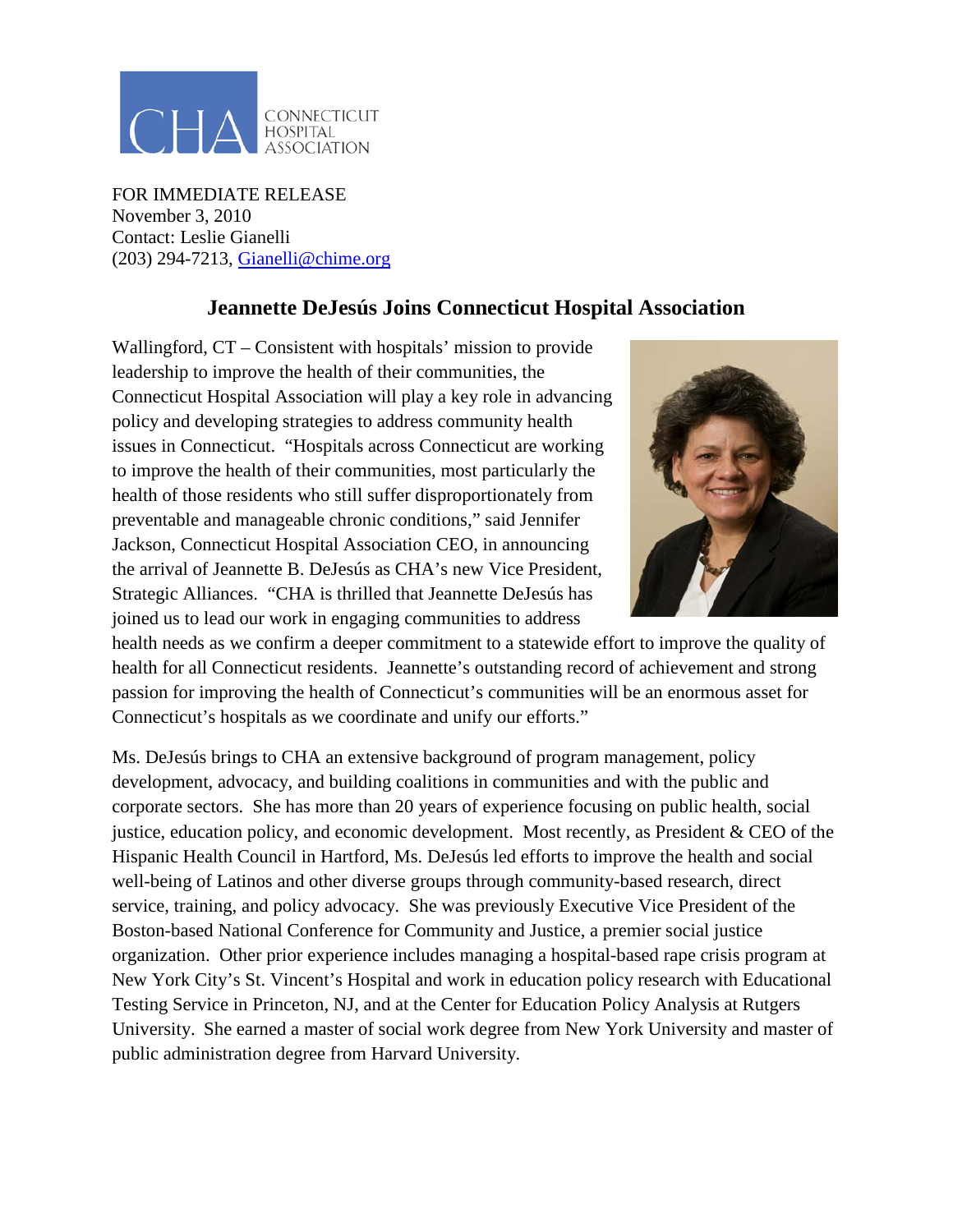CONNECTICUT HOSPITAL ASSOCIATION

FOR IMMEDIATE RELEASE
November 3, 2010
Contact: Leslie Gianelli
(203) 294-7213, [Gianelli@chime.org](mailto:Gianelli@chime.org)

## Jeannette DeJesús Joins Connecticut Hospital Association

Wallingford, CT – Consistent with hospitals' mission to provide leadership to improve the health of their communities, the Connecticut Hospital Association will play a key role in advancing policy and developing strategies to address community health issues in Connecticut. "Hospitals across Connecticut are working to improve the health of their communities, most particularly the health of those residents who still suffer disproportionately from preventable and manageable chronic conditions," said Jennifer Jackson, Connecticut Hospital Association CEO, in announcing the arrival of Jeannette B. DeJesús as CHA's new Vice President, Strategic Alliances. "CHA is thrilled that Jeannette DeJesús has joined us to lead our work in engaging communities to address health needs as we confirm a deeper commitment to a statewide effort to improve the quality of health for all Connecticut residents. Jeannette's outstanding record of achievement and strong passion for improving the health of Connecticut's communities will be an enormous asset for Connecticut's hospitals as we coordinate and unify our efforts."

Ms. DeJesús brings to CHA an extensive background of program management, policy development, advocacy, and building coalitions in communities and with the public and corporate sectors. She has more than 20 years of experience focusing on public health, social justice, education policy, and economic development. Most recently, as President & CEO of the Hispanic Health Council in Hartford, Ms. DeJesús led efforts to improve the health and social well-being of Latinos and other diverse groups through community-based research, direct service, training, and policy advocacy. She was previously Executive Vice President of the Boston-based National Conference for Community and Justice, a premier social justice organization. Other prior experience includes managing a hospital-based rape crisis program at New York City's St. Vincent's Hospital and work in education policy research with Educational Testing Service in Princeton, NJ, and at the Center for Education Policy Analysis at Rutgers University. She earned a master of social work degree from New York University and master of public administration degree from Harvard University.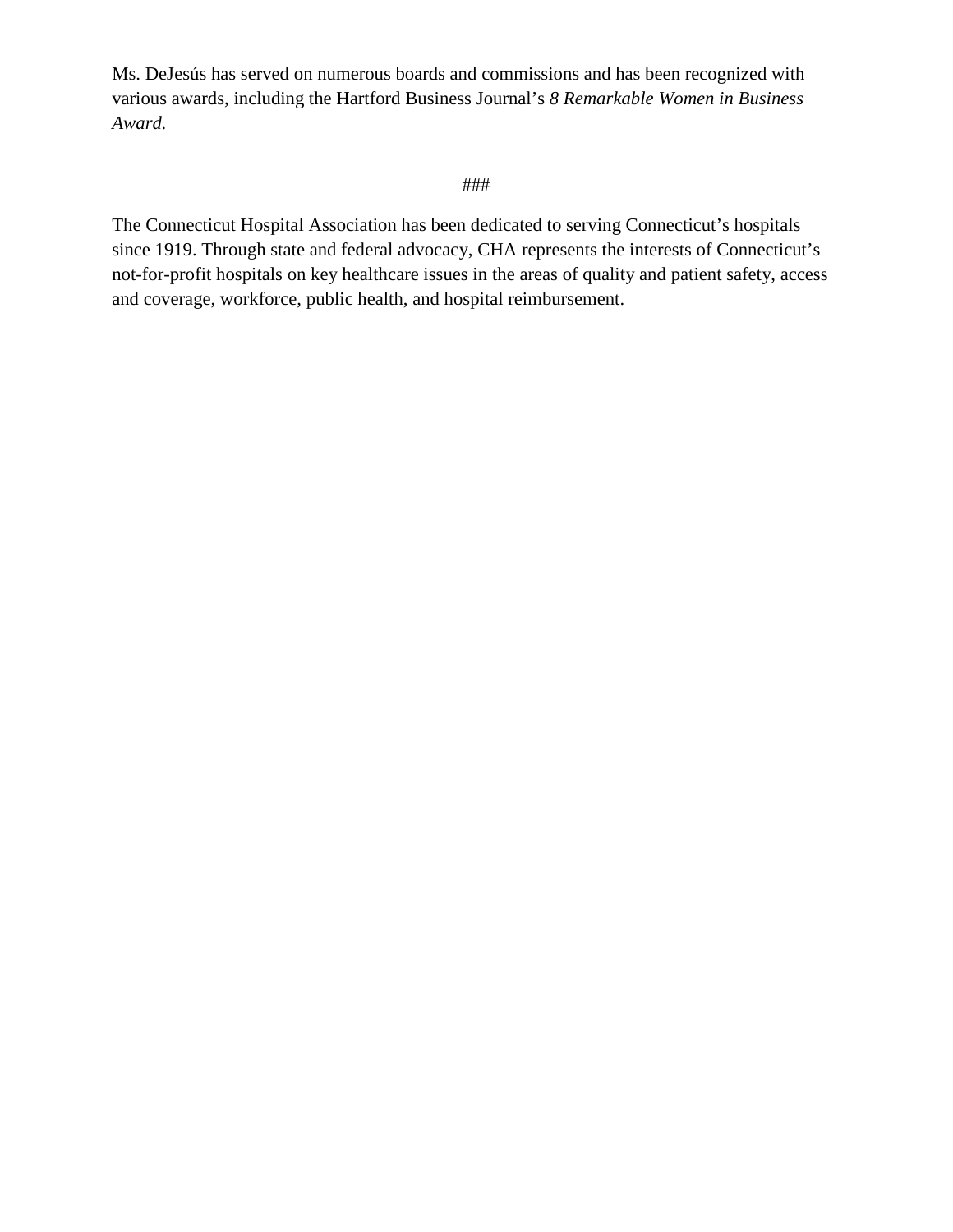Ms. DeJesús has served on numerous boards and commissions and has been recognized with various awards, including the Hartford Business Journal's *8 Remarkable Women in Business Award.*

###

The Connecticut Hospital Association has been dedicated to serving Connecticut's hospitals since 1919. Through state and federal advocacy, CHA represents the interests of Connecticut's not-for-profit hospitals on key healthcare issues in the areas of quality and patient safety, access and coverage, workforce, public health, and hospital reimbursement.